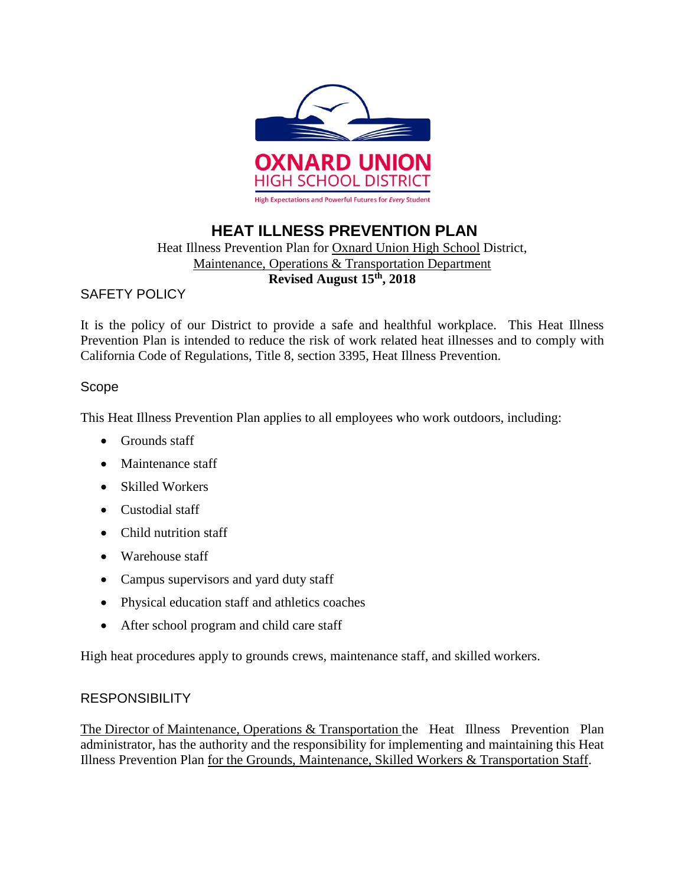OXNARD UNION
HIGH SCHOOL DISTRICT
High Expectations and Powerful Futures for *Every* Student

# HEAT ILLNESS PREVENTION PLAN

Heat Illness Prevention Plan for Oxnard Union High School District,
Maintenance, Operations & Transportation Department
**Revised August 15th, 2018**

## SAFETY POLICY

It is the policy of our District to provide a safe and healthful workplace. This Heat Illness Prevention Plan is intended to reduce the risk of work related heat illnesses and to comply with California Code of Regulations, Title 8, section 3395, Heat Illness Prevention.

## Scope

This Heat Illness Prevention Plan applies to all employees who work outdoors, including:

- Grounds staff
- Maintenance staff
- Skilled Workers
- Custodial staff
- Child nutrition staff
- Warehouse staff
- Campus supervisors and yard duty staff
- Physical education staff and athletics coaches
- After school program and child care staff

High heat procedures apply to grounds crews, maintenance staff, and skilled workers.

## RESPONSIBILITY

The Director of Maintenance, Operations & Transportation the Heat Illness Prevention Plan administrator, has the authority and the responsibility for implementing and maintaining this Heat Illness Prevention Plan for the Grounds, Maintenance, Skilled Workers & Transportation Staff.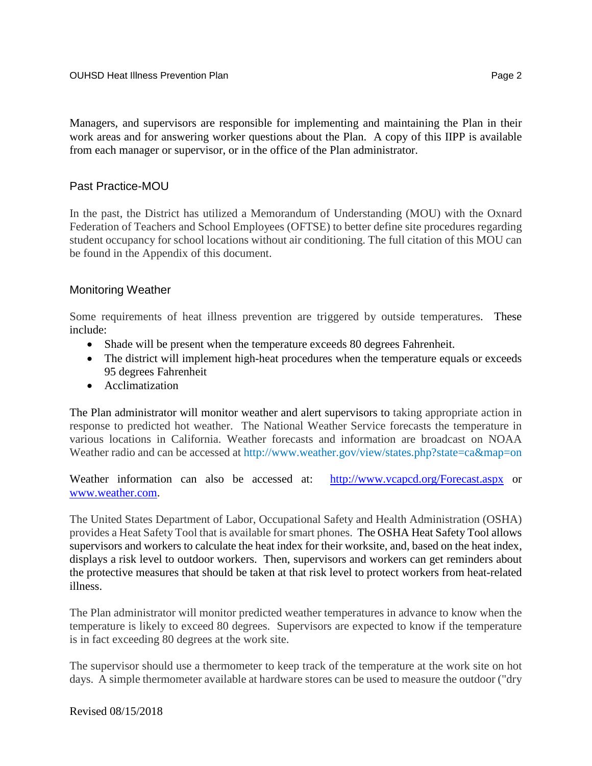Managers, and supervisors are responsible for implementing and maintaining the Plan in their work areas and for answering worker questions about the Plan. A copy of this IIPP is available from each manager or supervisor, or in the office of the Plan administrator.

## Past Practice-MOU

In the past, the District has utilized a Memorandum of Understanding (MOU) with the Oxnard Federation of Teachers and School Employees (OFTSE) to better define site procedures regarding student occupancy for school locations without air conditioning. The full citation of this MOU can be found in the Appendix of this document.

## Monitoring Weather

Some requirements of heat illness prevention are triggered by outside temperatures. These include:

- Shade will be present when the temperature exceeds 80 degrees Fahrenheit.
- The district will implement high-heat procedures when the temperature equals or exceeds 95 degrees Fahrenheit
- Acclimatization

The Plan administrator will monitor weather and alert supervisors to taking appropriate action in response to predicted hot weather. The National Weather Service forecasts the temperature in various locations in California. Weather forecasts and information are broadcast on NOAA Weather radio and can be accessed at http://www.weather.gov/view/states.php?state=ca&map=on

Weather information can also be accessed at: http://www.vcapcd.org/Forecast.aspx or www.weather.com.

The United States Department of Labor, Occupational Safety and Health Administration (OSHA) provides a Heat Safety Tool that is available for smart phones. The OSHA Heat Safety Tool allows supervisors and workers to calculate the heat index for their worksite, and, based on the heat index, displays a risk level to outdoor workers. Then, supervisors and workers can get reminders about the protective measures that should be taken at that risk level to protect workers from heat-related illness.

The Plan administrator will monitor predicted weather temperatures in advance to know when the temperature is likely to exceed 80 degrees. Supervisors are expected to know if the temperature is in fact exceeding 80 degrees at the work site.

The supervisor should use a thermometer to keep track of the temperature at the work site on hot days. A simple thermometer available at hardware stores can be used to measure the outdoor ("dry

Revised 08/15/2018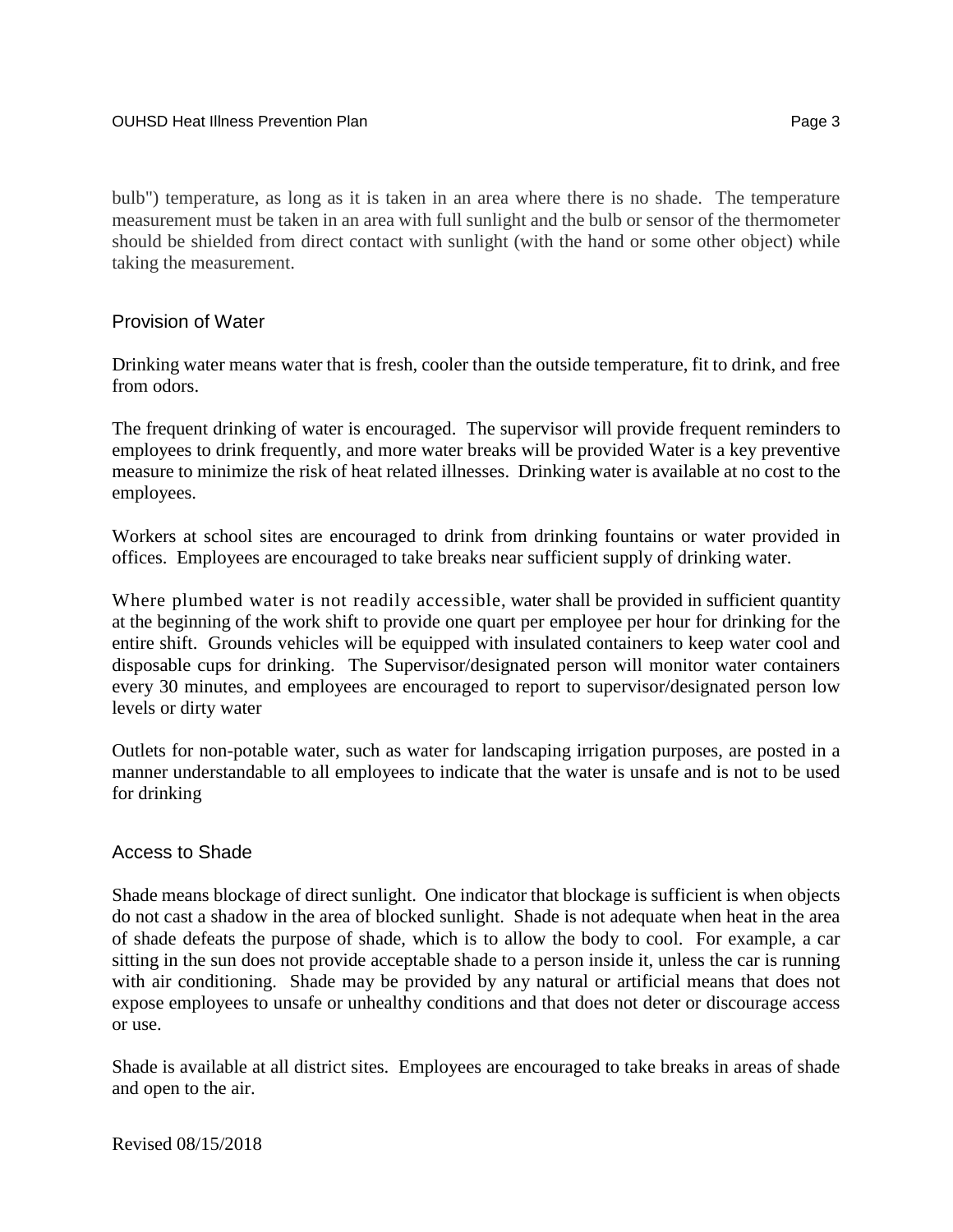bulb") temperature, as long as it is taken in an area where there is no shade. The temperature measurement must be taken in an area with full sunlight and the bulb or sensor of the thermometer should be shielded from direct contact with sunlight (with the hand or some other object) while taking the measurement.

## Provision of Water

Drinking water means water that is fresh, cooler than the outside temperature, fit to drink, and free from odors.

The frequent drinking of water is encouraged. The supervisor will provide frequent reminders to employees to drink frequently, and more water breaks will be provided Water is a key preventive measure to minimize the risk of heat related illnesses. Drinking water is available at no cost to the employees.

Workers at school sites are encouraged to drink from drinking fountains or water provided in offices. Employees are encouraged to take breaks near sufficient supply of drinking water.

Where plumbed water is not readily accessible, water shall be provided in sufficient quantity at the beginning of the work shift to provide one quart per employee per hour for drinking for the entire shift. Grounds vehicles will be equipped with insulated containers to keep water cool and disposable cups for drinking. The Supervisor/designated person will monitor water containers every 30 minutes, and employees are encouraged to report to supervisor/designated person low levels or dirty water

Outlets for non-potable water, such as water for landscaping irrigation purposes, are posted in a manner understandable to all employees to indicate that the water is unsafe and is not to be used for drinking

## Access to Shade

Shade means blockage of direct sunlight. One indicator that blockage is sufficient is when objects do not cast a shadow in the area of blocked sunlight. Shade is not adequate when heat in the area of shade defeats the purpose of shade, which is to allow the body to cool. For example, a car sitting in the sun does not provide acceptable shade to a person inside it, unless the car is running with air conditioning. Shade may be provided by any natural or artificial means that does not expose employees to unsafe or unhealthy conditions and that does not deter or discourage access or use.

Shade is available at all district sites. Employees are encouraged to take breaks in areas of shade and open to the air.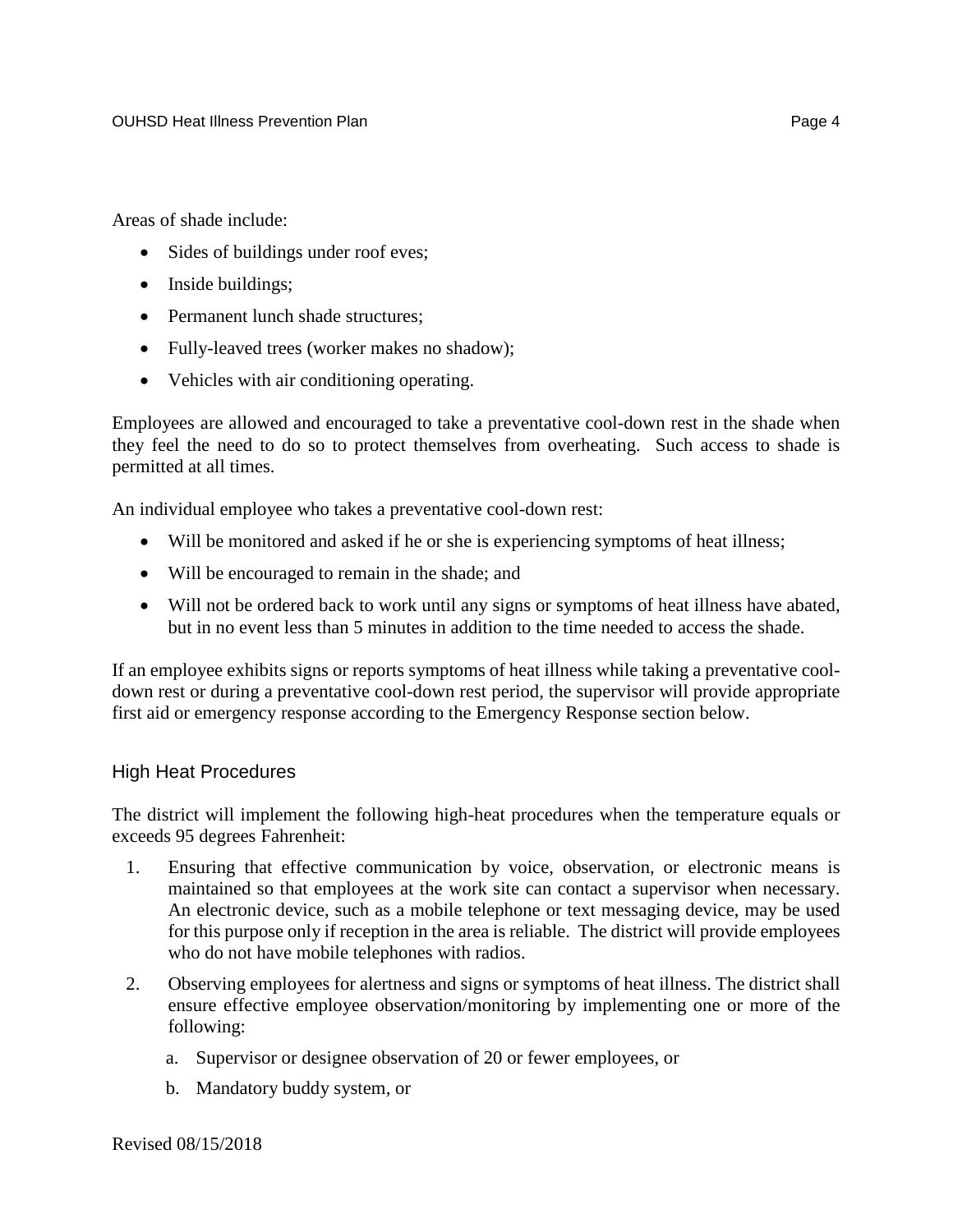Areas of shade include:

- Sides of buildings under roof eves;
- Inside buildings;
- Permanent lunch shade structures;
- Fully-leaved trees (worker makes no shadow);
- Vehicles with air conditioning operating.

Employees are allowed and encouraged to take a preventative cool-down rest in the shade when they feel the need to do so to protect themselves from overheating. Such access to shade is permitted at all times.

An individual employee who takes a preventative cool-down rest:

- Will be monitored and asked if he or she is experiencing symptoms of heat illness;
- Will be encouraged to remain in the shade; and
- Will not be ordered back to work until any signs or symptoms of heat illness have abated, but in no event less than 5 minutes in addition to the time needed to access the shade.

If an employee exhibits signs or reports symptoms of heat illness while taking a preventative cool-down rest or during a preventative cool-down rest period, the supervisor will provide appropriate first aid or emergency response according to the Emergency Response section below.

## High Heat Procedures

The district will implement the following high-heat procedures when the temperature equals or exceeds 95 degrees Fahrenheit:

1. Ensuring that effective communication by voice, observation, or electronic means is maintained so that employees at the work site can contact a supervisor when necessary. An electronic device, such as a mobile telephone or text messaging device, may be used for this purpose only if reception in the area is reliable. The district will provide employees who do not have mobile telephones with radios.
2. Observing employees for alertness and signs or symptoms of heat illness. The district shall ensure effective employee observation/monitoring by implementing one or more of the following:
    a. Supervisor or designee observation of 20 or fewer employees, or
    b. Mandatory buddy system, or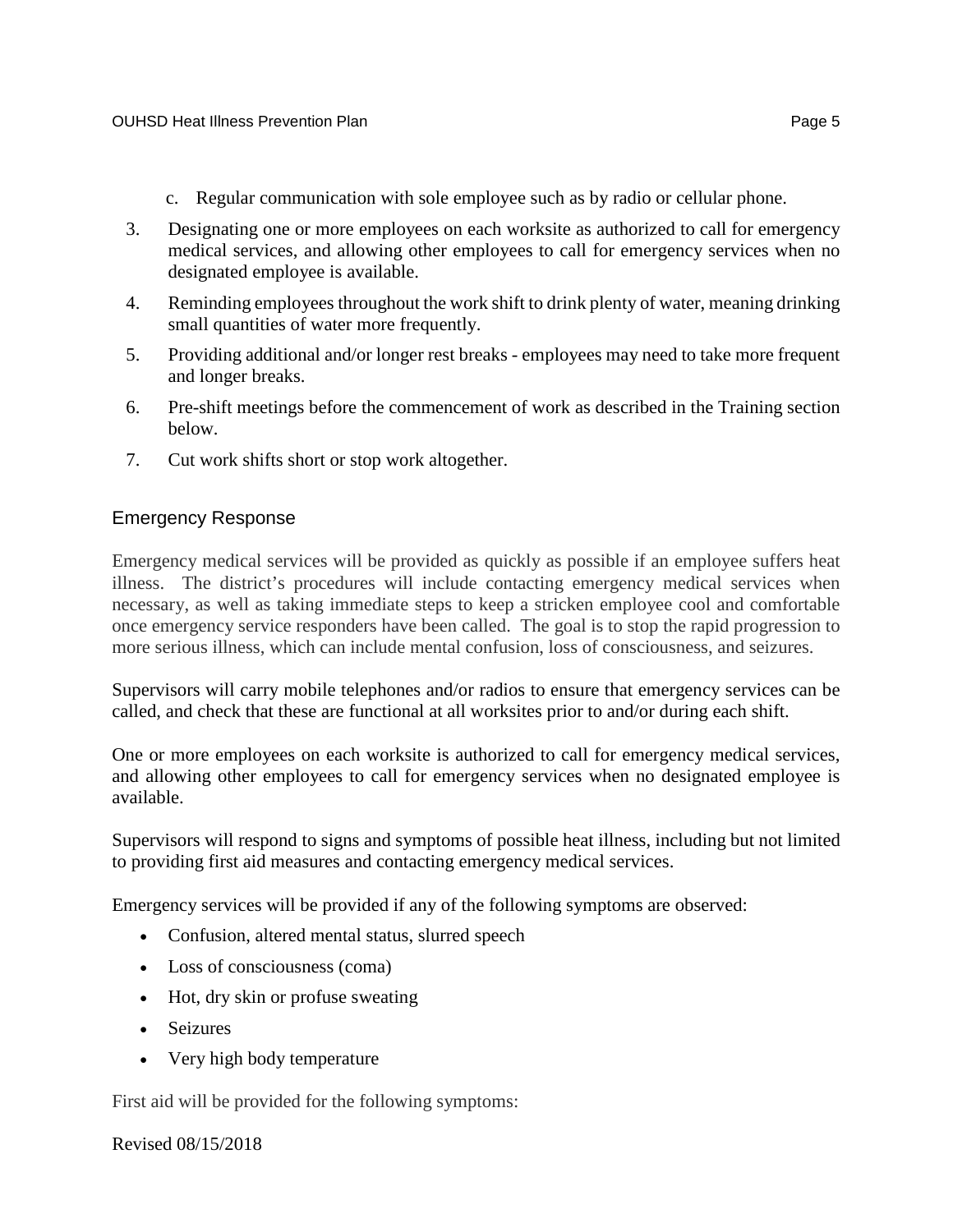c. Regular communication with sole employee such as by radio or cellular phone.

3. Designating one or more employees on each worksite as authorized to call for emergency medical services, and allowing other employees to call for emergency services when no designated employee is available.
4. Reminding employees throughout the work shift to drink plenty of water, meaning drinking small quantities of water more frequently.
5. Providing additional and/or longer rest breaks - employees may need to take more frequent and longer breaks.
6. Pre-shift meetings before the commencement of work as described in the Training section below.
7. Cut work shifts short or stop work altogether.

## Emergency Response

Emergency medical services will be provided as quickly as possible if an employee suffers heat illness. The district's procedures will include contacting emergency medical services when necessary, as well as taking immediate steps to keep a stricken employee cool and comfortable once emergency service responders have been called. The goal is to stop the rapid progression to more serious illness, which can include mental confusion, loss of consciousness, and seizures.

Supervisors will carry mobile telephones and/or radios to ensure that emergency services can be called, and check that these are functional at all worksites prior to and/or during each shift.

One or more employees on each worksite is authorized to call for emergency medical services, and allowing other employees to call for emergency services when no designated employee is available.

Supervisors will respond to signs and symptoms of possible heat illness, including but not limited to providing first aid measures and contacting emergency medical services.

Emergency services will be provided if any of the following symptoms are observed:

- Confusion, altered mental status, slurred speech
- Loss of consciousness (coma)
- Hot, dry skin or profuse sweating
- Seizures
- Very high body temperature

First aid will be provided for the following symptoms:

Revised 08/15/2018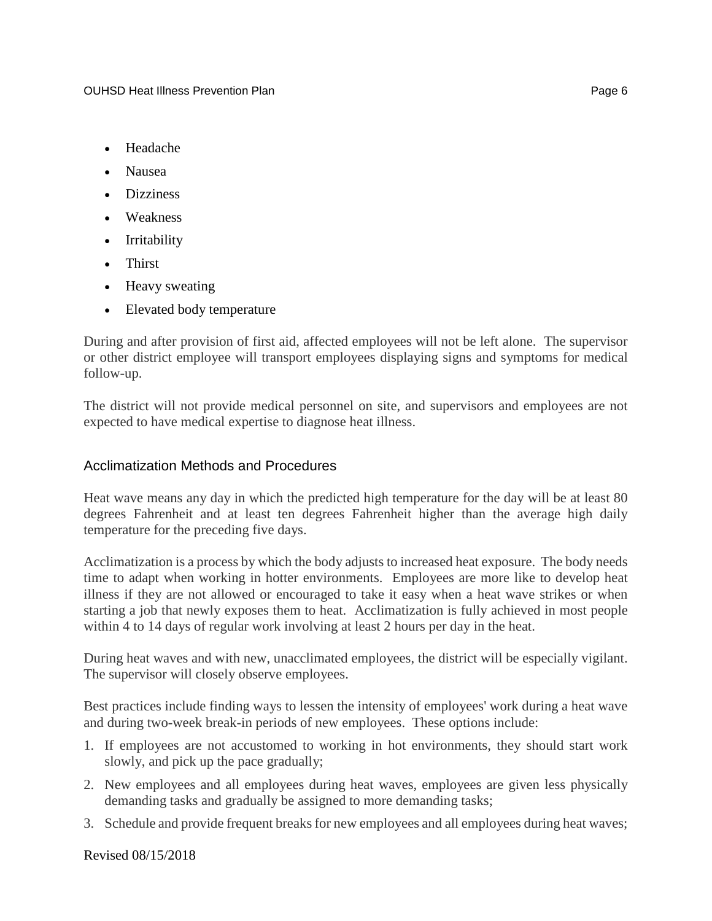- Headache
- Nausea
- Dizziness
- Weakness
- Irritability
- Thirst
- Heavy sweating
- Elevated body temperature

During and after provision of first aid, affected employees will not be left alone. The supervisor or other district employee will transport employees displaying signs and symptoms for medical follow-up.

The district will not provide medical personnel on site, and supervisors and employees are not expected to have medical expertise to diagnose heat illness.

## Acclimatization Methods and Procedures

Heat wave means any day in which the predicted high temperature for the day will be at least 80 degrees Fahrenheit and at least ten degrees Fahrenheit higher than the average high daily temperature for the preceding five days.

Acclimatization is a process by which the body adjusts to increased heat exposure. The body needs time to adapt when working in hotter environments. Employees are more like to develop heat illness if they are not allowed or encouraged to take it easy when a heat wave strikes or when starting a job that newly exposes them to heat. Acclimatization is fully achieved in most people within 4 to 14 days of regular work involving at least 2 hours per day in the heat.

During heat waves and with new, unacclimated employees, the district will be especially vigilant. The supervisor will closely observe employees.

Best practices include finding ways to lessen the intensity of employees' work during a heat wave and during two-week break-in periods of new employees. These options include:

1. If employees are not accustomed to working in hot environments, they should start work slowly, and pick up the pace gradually;
2. New employees and all employees during heat waves, employees are given less physically demanding tasks and gradually be assigned to more demanding tasks;
3. Schedule and provide frequent breaks for new employees and all employees during heat waves;

Revised 08/15/2018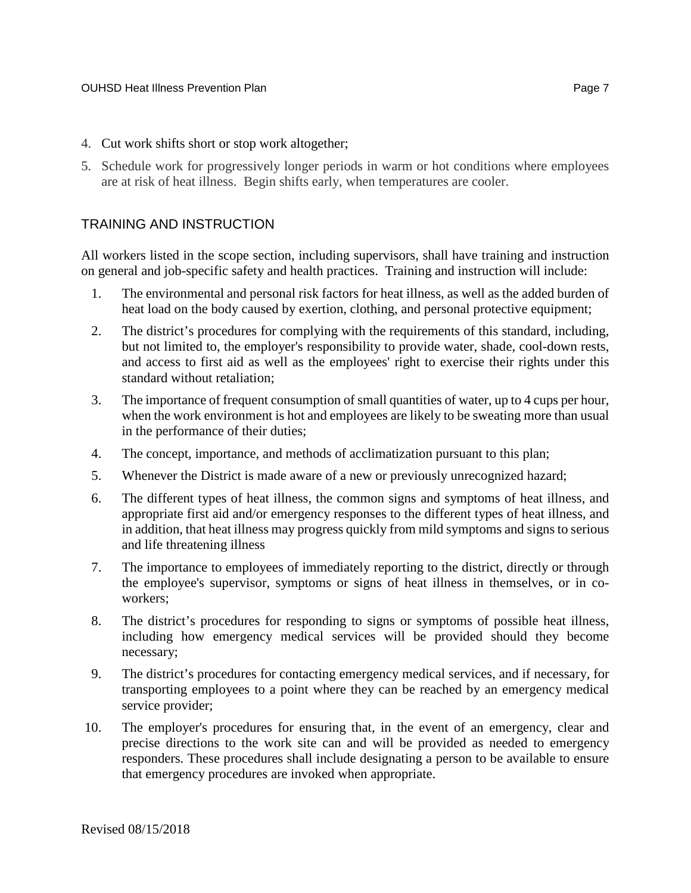4. Cut work shifts short or stop work altogether;
5. Schedule work for progressively longer periods in warm or hot conditions where employees are at risk of heat illness. Begin shifts early, when temperatures are cooler.

## TRAINING AND INSTRUCTION

All workers listed in the scope section, including supervisors, shall have training and instruction on general and job-specific safety and health practices. Training and instruction will include:

1. The environmental and personal risk factors for heat illness, as well as the added burden of heat load on the body caused by exertion, clothing, and personal protective equipment;
2. The district's procedures for complying with the requirements of this standard, including, but not limited to, the employer's responsibility to provide water, shade, cool-down rests, and access to first aid as well as the employees' right to exercise their rights under this standard without retaliation;
3. The importance of frequent consumption of small quantities of water, up to 4 cups per hour, when the work environment is hot and employees are likely to be sweating more than usual in the performance of their duties;
4. The concept, importance, and methods of acclimatization pursuant to this plan;
5. Whenever the District is made aware of a new or previously unrecognized hazard;
6. The different types of heat illness, the common signs and symptoms of heat illness, and appropriate first aid and/or emergency responses to the different types of heat illness, and in addition, that heat illness may progress quickly from mild symptoms and signs to serious and life threatening illness
7. The importance to employees of immediately reporting to the district, directly or through the employee's supervisor, symptoms or signs of heat illness in themselves, or in co-workers;
8. The district's procedures for responding to signs or symptoms of possible heat illness, including how emergency medical services will be provided should they become necessary;
9. The district's procedures for contacting emergency medical services, and if necessary, for transporting employees to a point where they can be reached by an emergency medical service provider;
10. The employer's procedures for ensuring that, in the event of an emergency, clear and precise directions to the work site can and will be provided as needed to emergency responders. These procedures shall include designating a person to be available to ensure that emergency procedures are invoked when appropriate.

Revised 08/15/2018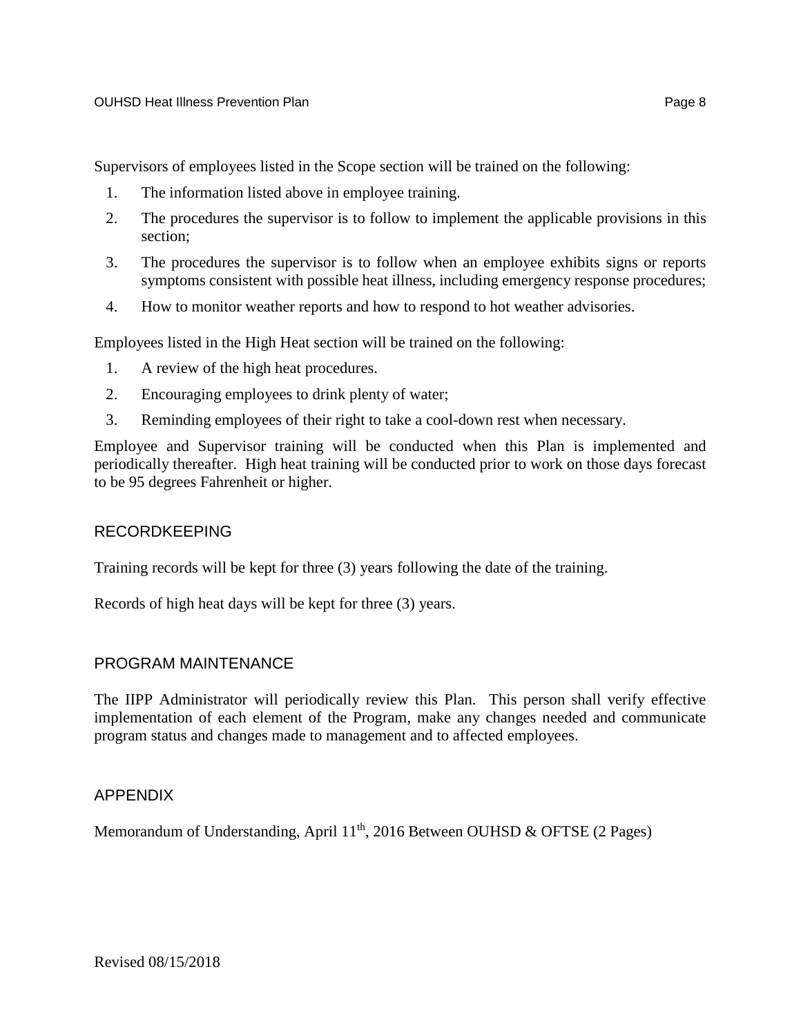Supervisors of employees listed in the Scope section will be trained on the following:

1. The information listed above in employee training.
2. The procedures the supervisor is to follow to implement the applicable provisions in this section;
3. The procedures the supervisor is to follow when an employee exhibits signs or reports symptoms consistent with possible heat illness, including emergency response procedures;
4. How to monitor weather reports and how to respond to hot weather advisories.

Employees listed in the High Heat section will be trained on the following:

1. A review of the high heat procedures.
2. Encouraging employees to drink plenty of water;
3. Reminding employees of their right to take a cool-down rest when necessary.

Employee and Supervisor training will be conducted when this Plan is implemented and periodically thereafter. High heat training will be conducted prior to work on those days forecast to be 95 degrees Fahrenheit or higher.

## RECORDKEEPING

Training records will be kept for three (3) years following the date of the training.

Records of high heat days will be kept for three (3) years.

## PROGRAM MAINTENANCE

The IIPP Administrator will periodically review this Plan. This person shall verify effective implementation of each element of the Program, make any changes needed and communicate program status and changes made to management and to affected employees.

## APPENDIX

Memorandum of Understanding, April 11th, 2016 Between OUHSD & OFTSE (2 Pages)

Revised 08/15/2018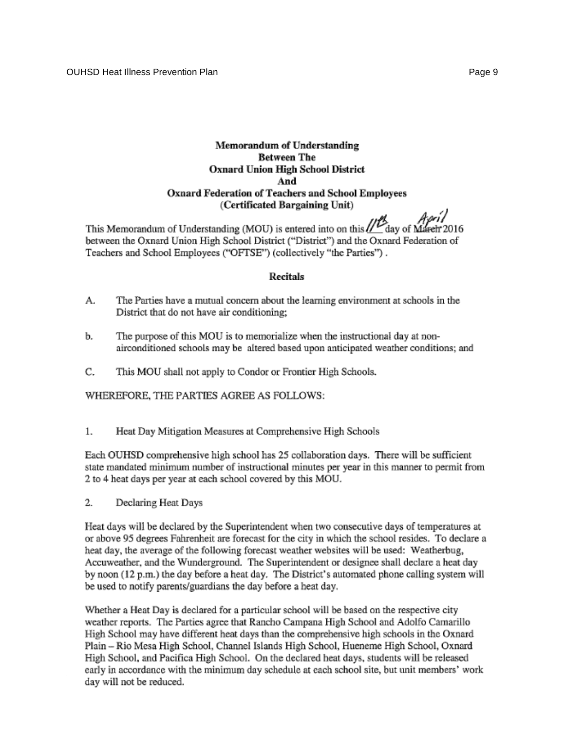**Memorandum of Understanding**
**Between The**
**Oxnard Union High School District**
**And**
**Oxnard Federation of Teachers and School Employees**
**(Certificated Bargaining Unit)**

This Memorandum of Understanding (MOU) is entered into on this 11th day of ~~March~~ April 2016 between the Oxnard Union High School District ("District") and the Oxnard Federation of Teachers and School Employees ("OFTSE") (collectively "the Parties") .

**Recitals**

A. The Parties have a mutual concern about the learning environment at schools in the District that do not have air conditioning;

b. The purpose of this MOU is to memorialize when the instructional day at non-airconditioned schools may be altered based upon anticipated weather conditions; and

C. This MOU shall not apply to Condor or Frontier High Schools.

WHEREFORE, THE PARTIES AGREE AS FOLLOWS:

1. Heat Day Mitigation Measures at Comprehensive High Schools

Each OUHSD comprehensive high school has 25 collaboration days. There will be sufficient state mandated minimum number of instructional minutes per year in this manner to permit from 2 to 4 heat days per year at each school covered by this MOU.

2. Declaring Heat Days

Heat days will be declared by the Superintendent when two consecutive days of temperatures at or above 95 degrees Fahrenheit are forecast for the city in which the school resides. To declare a heat day, the average of the following forecast weather websites will be used: Weatherbug, Accuweather, and the Wunderground. The Superintendent or designee shall declare a heat day by noon (12 p.m.) the day before a heat day. The District's automated phone calling system will be used to notify parents/guardians the day before a heat day.

Whether a Heat Day is declared for a particular school will be based on the respective city weather reports. The Parties agree that Rancho Campana High School and Adolfo Camarillo High School may have different heat days than the comprehensive high schools in the Oxnard Plain – Rio Mesa High School, Channel Islands High School, Hueneme High School, Oxnard High School, and Pacifica High School. On the declared heat days, students will be released early in accordance with the minimum day schedule at each school site, but unit members' work day will not be reduced.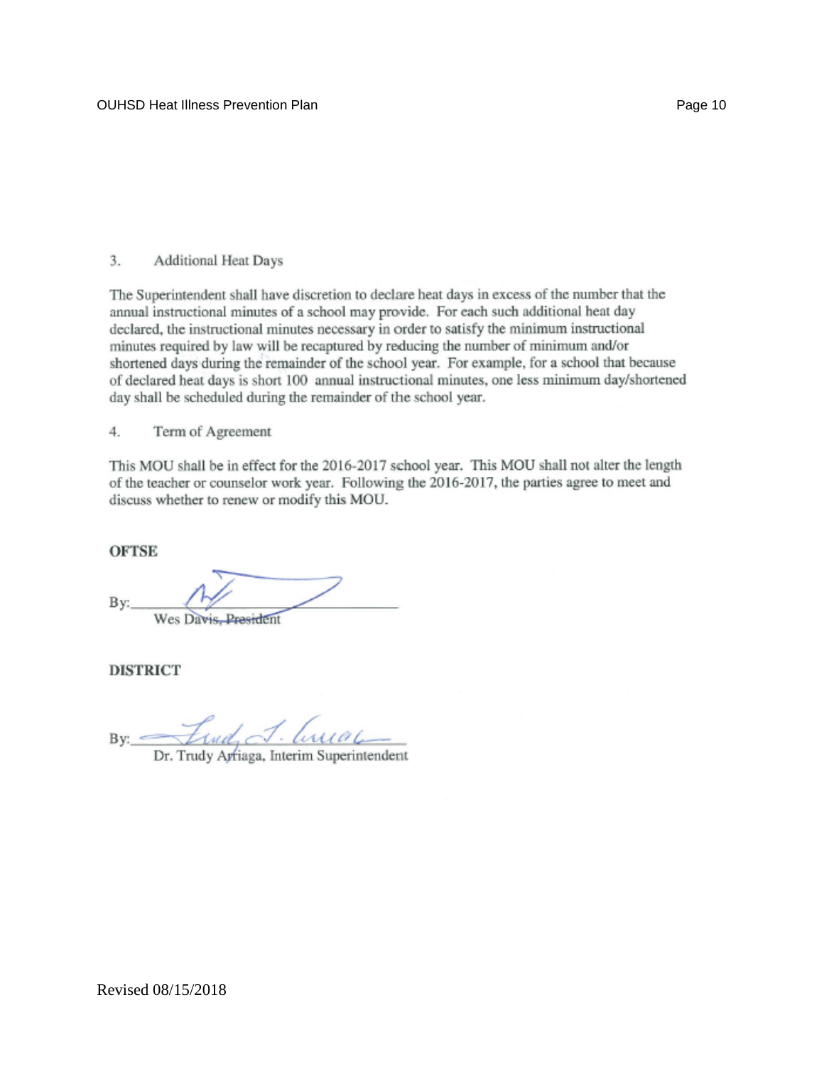3. Additional Heat Days

The Superintendent shall have discretion to declare heat days in excess of the number that the annual instructional minutes of a school may provide. For each such additional heat day declared, the instructional minutes necessary in order to satisfy the minimum instructional minutes required by law will be recaptured by reducing the number of minimum and/or shortened days during the remainder of the school year. For example, for a school that because of declared heat days is short 100 annual instructional minutes, one less minimum day/shortened day shall be scheduled during the remainder of the school year.

4. Term of Agreement

This MOU shall be in effect for the 2016-2017 school year. This MOU shall not alter the length of the teacher or counselor work year. Following the 2016-2017, the parties agree to meet and discuss whether to renew or modify this MOU.

**OFTSE**

By:\_\_\_\_\_\_\_\_\_\_\_\_\_\_\_\_\_\_\_\_\_\_\_\_\_\_\_\_\_\_\_\_
Wes Davis, President

**DISTRICT**

By:\_\_\_\_\_\_\_\_\_\_\_\_\_\_\_\_\_\_\_\_\_\_\_\_\_\_\_\_\_\_\_\_
Dr. Trudy Arriaga, Interim Superintendent

Revised 08/15/2018